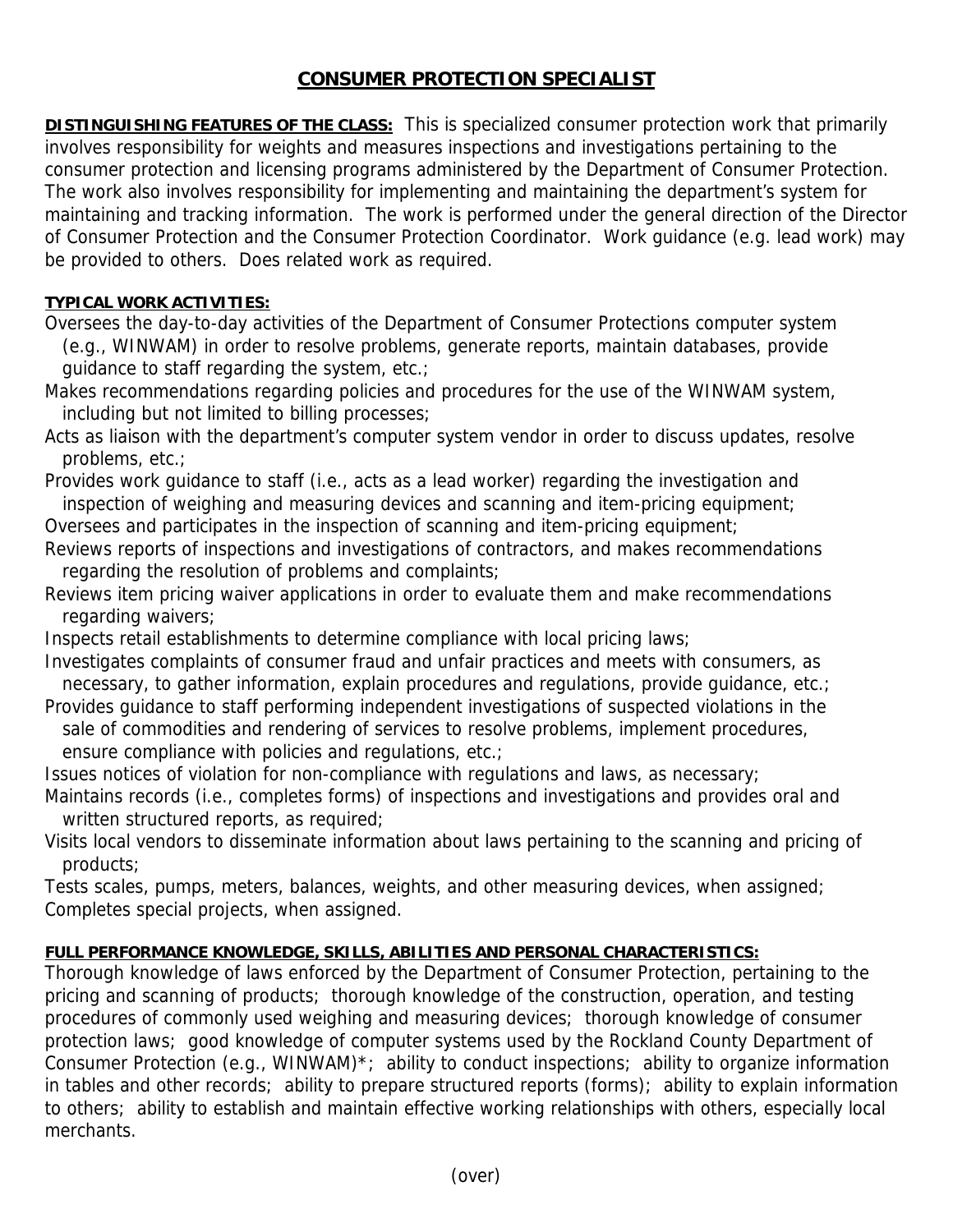# CONSUMER PROTECTION SPECIALIST

**DISTINGUISHING FEATURES OF THE CLASS:** This is specialized consumer protection work that primarily involves responsibility for weights and measures inspections and investigations pertaining to the consumer protection and licensing programs administered by the Department of Consumer Protection. The work also involves responsibility for implementing and maintaining the department's system for maintaining and tracking information. The work is performed under the general direction of the Director of Consumer Protection and the Consumer Protection Coordinator. Work guidance (e.g. lead work) may be provided to others. Does related work as required.

**TYPICAL WORK ACTIVITIES:**

Oversees the day-to-day activities of the Department of Consumer Protections computer system (e.g., WINWAM) in order to resolve problems, generate reports, maintain databases, provide guidance to staff regarding the system, etc.;

Makes recommendations regarding policies and procedures for the use of the WINWAM system, including but not limited to billing processes;

Acts as liaison with the department's computer system vendor in order to discuss updates, resolve problems, etc.;

Provides work guidance to staff (i.e., acts as a lead worker) regarding the investigation and inspection of weighing and measuring devices and scanning and item-pricing equipment;

Oversees and participates in the inspection of scanning and item-pricing equipment;

Reviews reports of inspections and investigations of contractors, and makes recommendations regarding the resolution of problems and complaints;

Reviews item pricing waiver applications in order to evaluate them and make recommendations regarding waivers;

Inspects retail establishments to determine compliance with local pricing laws;

Investigates complaints of consumer fraud and unfair practices and meets with consumers, as necessary, to gather information, explain procedures and regulations, provide guidance, etc.;

Provides guidance to staff performing independent investigations of suspected violations in the sale of commodities and rendering of services to resolve problems, implement procedures, ensure compliance with policies and regulations, etc.;

Issues notices of violation for non-compliance with regulations and laws, as necessary;

Maintains records (i.e., completes forms) of inspections and investigations and provides oral and written structured reports, as required;

Visits local vendors to disseminate information about laws pertaining to the scanning and pricing of products;

Tests scales, pumps, meters, balances, weights, and other measuring devices, when assigned;

Completes special projects, when assigned.

**FULL PERFORMANCE KNOWLEDGE, SKILLS, ABILITIES AND PERSONAL CHARACTERISTICS:**

Thorough knowledge of laws enforced by the Department of Consumer Protection, pertaining to the pricing and scanning of products; thorough knowledge of the construction, operation, and testing procedures of commonly used weighing and measuring devices; thorough knowledge of consumer protection laws; good knowledge of computer systems used by the Rockland County Department of Consumer Protection (e.g., WINWAM)*; ability to conduct inspections; ability to organize information in tables and other records; ability to prepare structured reports (forms); ability to explain information to others; ability to establish and maintain effective working relationships with others, especially local merchants.

(over)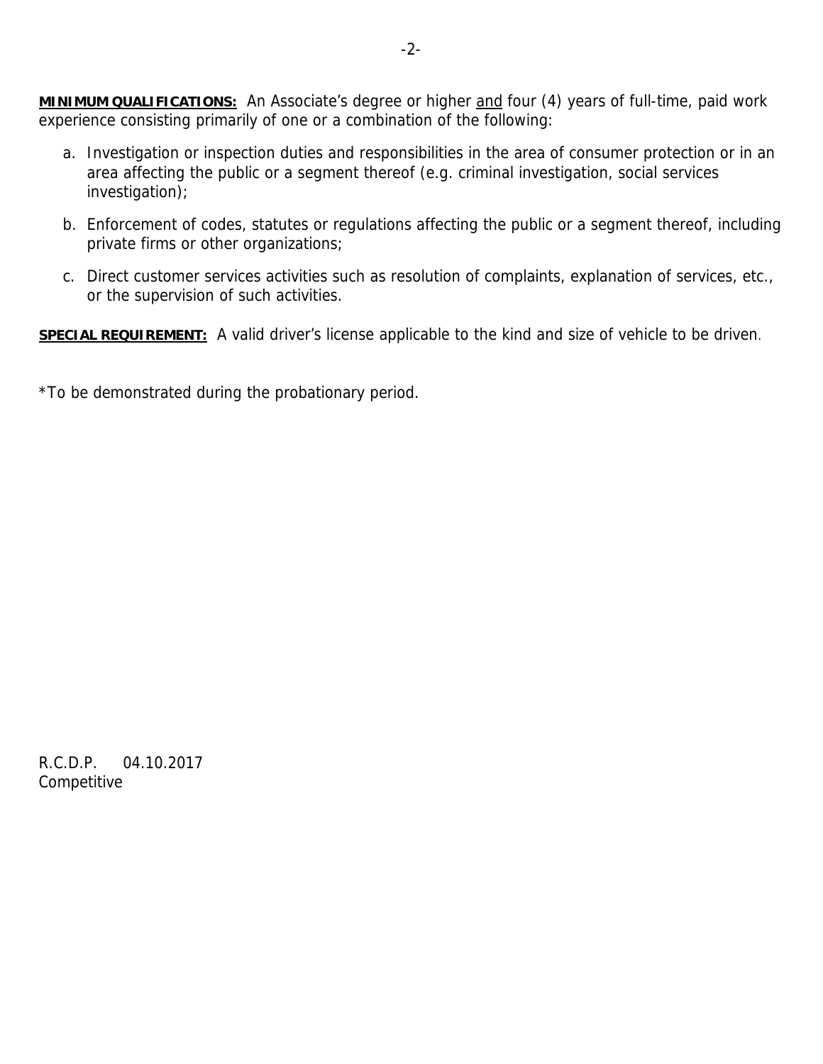**MINIMUM QUALIFICATIONS:** An Associate's degree or higher and four (4) years of full-time, paid work experience consisting primarily of one or a combination of the following:

a. Investigation or inspection duties and responsibilities in the area of consumer protection or in an area affecting the public or a segment thereof (e.g. criminal investigation, social services investigation);

b. Enforcement of codes, statutes or regulations affecting the public or a segment thereof, including private firms or other organizations;

c. Direct customer services activities such as resolution of complaints, explanation of services, etc., or the supervision of such activities.

**SPECIAL REQUIREMENT:** A valid driver's license applicable to the kind and size of vehicle to be driven.

*To be demonstrated during the probationary period.

R.C.D.P. 04.10.2017
Competitive